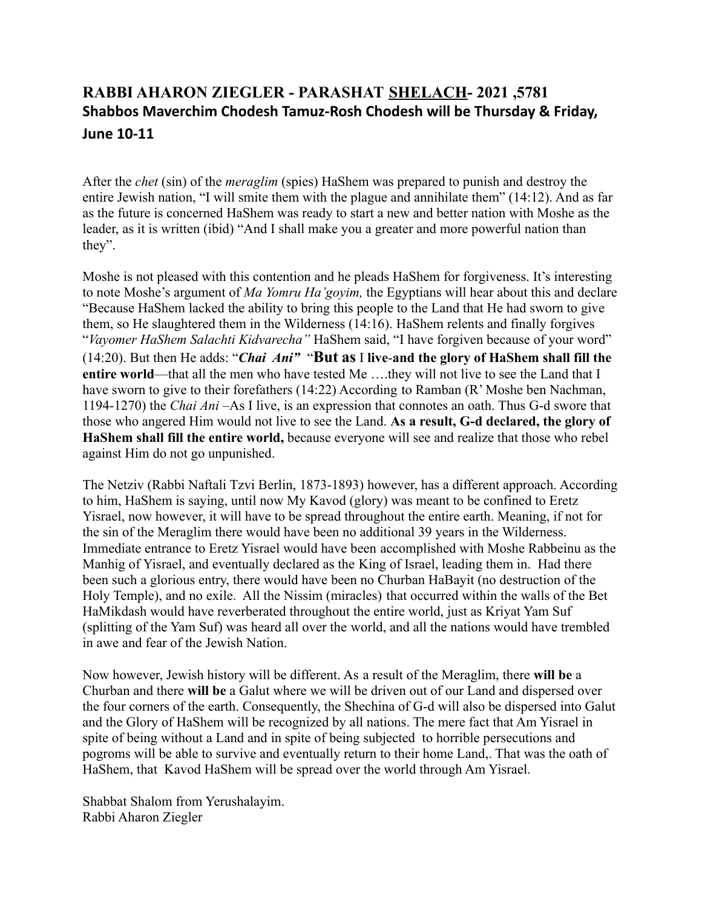# RABBI AHARON ZIEGLER - PARASHAT SHELACH- 2021 ,5781

## Shabbos Maverchim Chodesh Tamuz-Rosh Chodesh will be Thursday & Friday, June 10-11

After the *chet* (sin) of the *meraglim* (spies) HaShem was prepared to punish and destroy the entire Jewish nation, "I will smite them with the plague and annihilate them" (14:12). And as far as the future is concerned HaShem was ready to start a new and better nation with Moshe as the leader, as it is written (ibid) "And I shall make you a greater and more powerful nation than they".

Moshe is not pleased with this contention and he pleads HaShem for forgiveness. It's interesting to note Moshe's argument of *Ma Yomru Ha'goyim,* the Egyptians will hear about this and declare "Because HaShem lacked the ability to bring this people to the Land that He had sworn to give them, so He slaughtered them in the Wilderness (14:16). HaShem relents and finally forgives "*Vayomer HaShem Salachti Kidvarecha"* HaShem said, "I have forgiven because of your word" (14:20). But then He adds: "***Chai Ani"*** "**But as** I **live-and the glory of HaShem shall fill the entire world**—that all the men who have tested Me ….they will not live to see the Land that I have sworn to give to their forefathers (14:22) According to Ramban (R' Moshe ben Nachman, 1194-1270) the *Chai Ani* –As I live, is an expression that connotes an oath. Thus G-d swore that those who angered Him would not live to see the Land. **As a result, G-d declared, the glory of HaShem shall fill the entire world,** because everyone will see and realize that those who rebel against Him do not go unpunished.

The Netziv (Rabbi Naftali Tzvi Berlin, 1873-1893) however, has a different approach. According to him, HaShem is saying, until now My Kavod (glory) was meant to be confined to Eretz Yisrael, now however, it will have to be spread throughout the entire earth. Meaning, if not for the sin of the Meraglim there would have been no additional 39 years in the Wilderness. Immediate entrance to Eretz Yisrael would have been accomplished with Moshe Rabbeinu as the Manhig of Yisrael, and eventually declared as the King of Israel, leading them in. Had there been such a glorious entry, there would have been no Churban HaBayit (no destruction of the Holy Temple), and no exile. All the Nissim (miracles) that occurred within the walls of the Bet HaMikdash would have reverberated throughout the entire world, just as Kriyat Yam Suf (splitting of the Yam Suf) was heard all over the world, and all the nations would have trembled in awe and fear of the Jewish Nation.

Now however, Jewish history will be different. As a result of the Meraglim, there **will be** a Churban and there **will be** a Galut where we will be driven out of our Land and dispersed over the four corners of the earth. Consequently, the Shechina of G-d will also be dispersed into Galut and the Glory of HaShem will be recognized by all nations. The mere fact that Am Yisrael in spite of being without a Land and in spite of being subjected to horrible persecutions and pogroms will be able to survive and eventually return to their home Land,. That was the oath of HaShem, that Kavod HaShem will be spread over the world through Am Yisrael.

Shabbat Shalom from Yerushalayim.
Rabbi Aharon Ziegler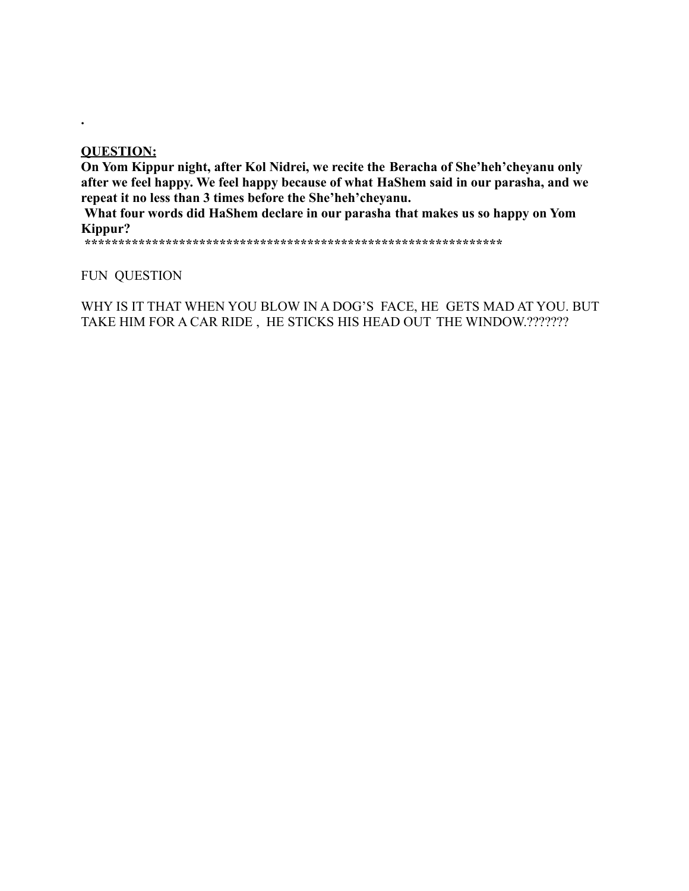.

**<u>QUESTION:</u>**

**On Yom Kippur night, after Kol Nidrei, we recite the Beracha of She'heh'cheyanu only after we feel happy. We feel happy because of what HaShem said in our parasha, and we repeat it no less than 3 times before the She'heh'cheyanu.**

**What four words did HaShem declare in our parasha that makes us so happy on Yom Kippur?**

**\*\*\*\*\*\*\*\*\*\*\*\*\*\*\*\*\*\*\*\*\*\*\*\*\*\*\*\*\*\*\*\*\*\*\*\*\*\*\*\*\*\*\*\*\*\*\*\*\*\*\*\*\*\*\*\*\*\*\*\*\*\*\***

FUN QUESTION

WHY IS IT THAT WHEN YOU BLOW IN A DOG'S FACE, HE GETS MAD AT YOU. BUT TAKE HIM FOR A CAR RIDE , HE STICKS HIS HEAD OUT THE WINDOW.???????